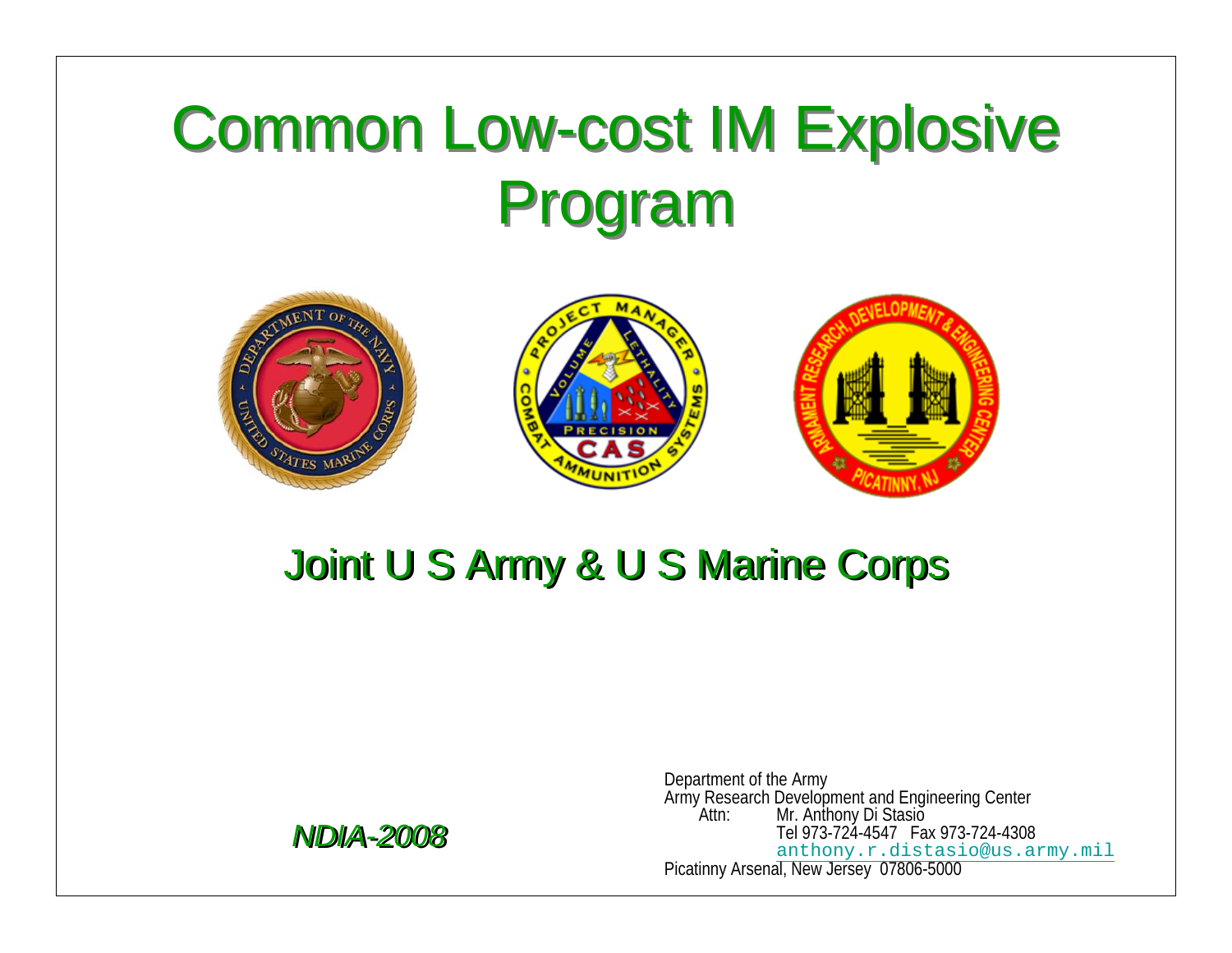# Common Low-cost IM Explosive Program

## Joint U S Army & U S Marine Corps

*NDIA-2008*

Department of the Army
Army Research Development and Engineering Center
Attn: Mr. Anthony Di Stasio
Tel 973-724-4547 Fax 973-724-4308
anthony.r.distasio@us.army.mil
Picatinny Arsenal, New Jersey 07806-5000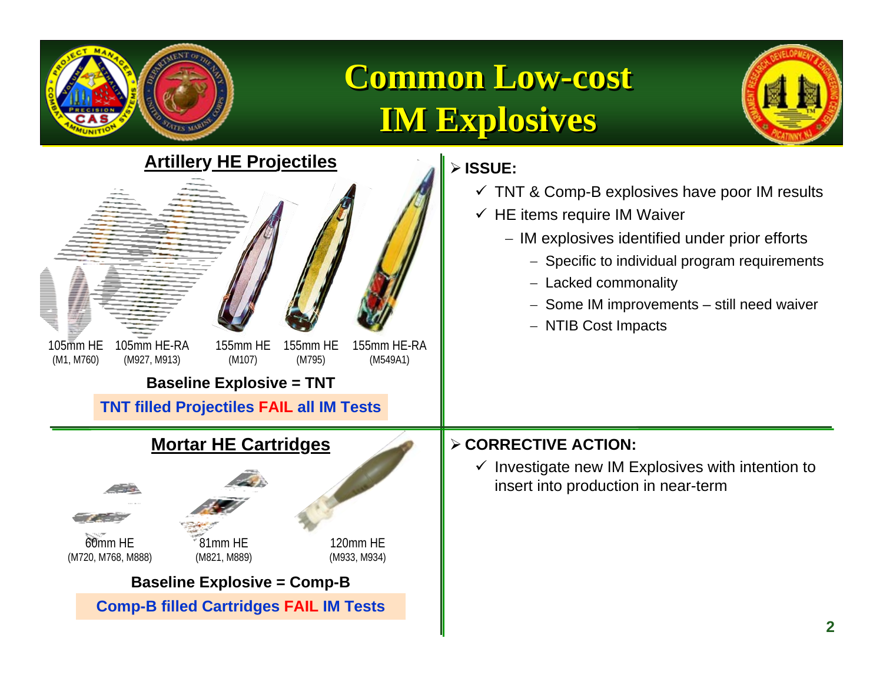# Common Low-cost IM Explosives

## Artillery HE Projectiles

105mm HE (M1, M760)

105mm HE-RA (M927, M913)

155mm HE (M107)

155mm HE (M795)

155mm HE-RA (M549A1)

**Baseline Explosive = TNT**

**TNT filled Projectiles FAIL all IM Tests**

## Mortar HE Cartridges

60mm HE (M720, M768, M888)

81mm HE (M821, M889)

120mm HE (M933, M934)

**Baseline Explosive = Comp-B**

**Comp-B filled Cartridges FAIL IM Tests**

- **ISSUE:**
  - ✓ TNT & Comp-B explosives have poor IM results
  - ✓ HE items require IM Waiver
    - IM explosives identified under prior efforts
      - Specific to individual program requirements
      - Lacked commonality
      - Some IM improvements – still need waiver
      - NTIB Cost Impacts

- **CORRECTIVE ACTION:**
  - ✓ Investigate new IM Explosives with intention to insert into production in near-term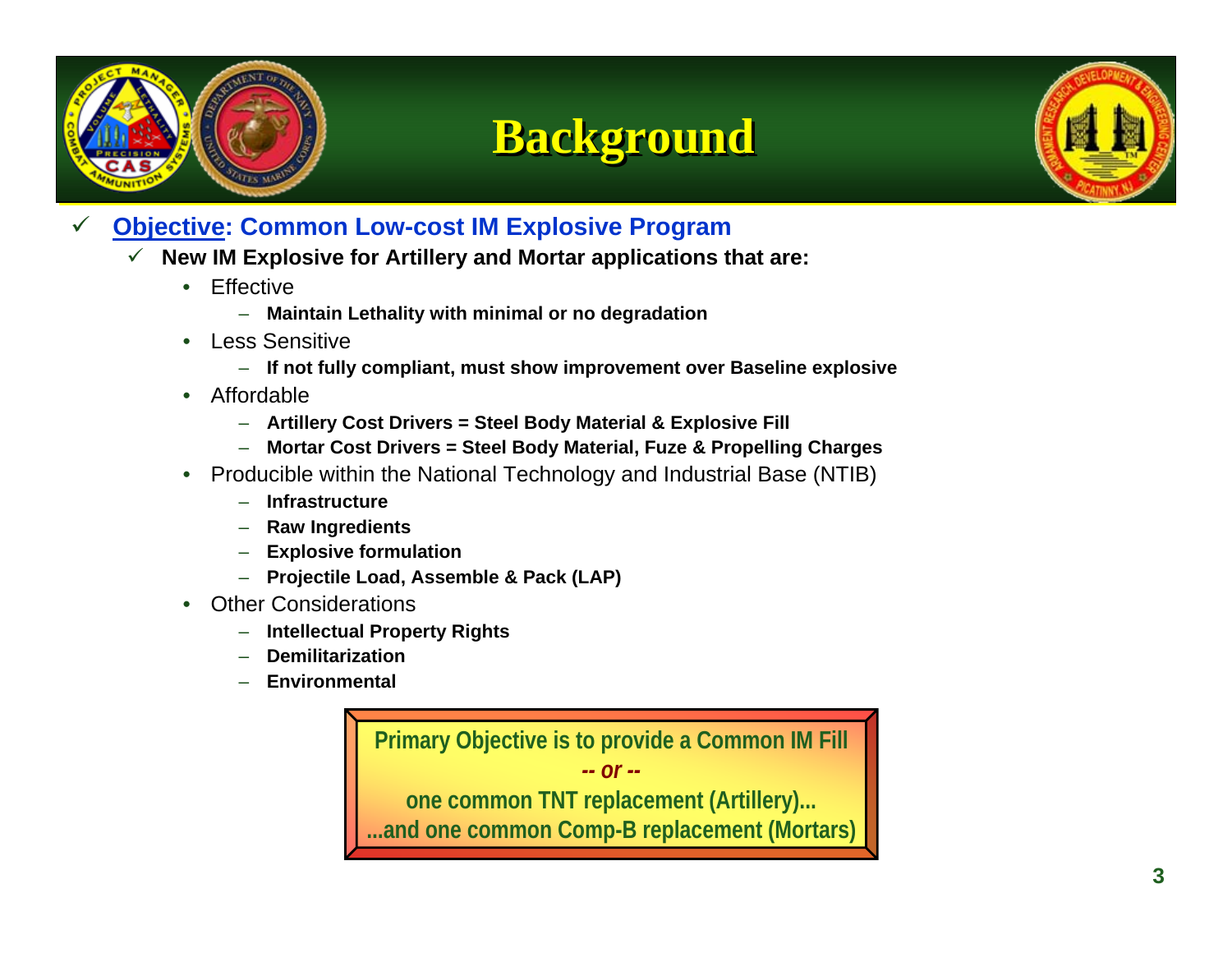# Background

- **Objective: Common Low-cost IM Explosive Program**
  - **New IM Explosive for Artillery and Mortar applications that are:**
    - Effective
      - **Maintain Lethality with minimal or no degradation**
    - Less Sensitive
      - **If not fully compliant, must show improvement over Baseline explosive**
    - Affordable
      - **Artillery Cost Drivers = Steel Body Material & Explosive Fill**
      - **Mortar Cost Drivers = Steel Body Material, Fuze & Propelling Charges**
    - Producible within the National Technology and Industrial Base (NTIB)
      - **Infrastructure**
      - **Raw Ingredients**
      - **Explosive formulation**
      - **Projectile Load, Assemble & Pack (LAP)**
    - Other Considerations
      - **Intellectual Property Rights**
      - **Demilitarization**
      - **Environmental**

**Primary Objective is to provide a Common IM Fill**

***-- or --***

**one common TNT replacement (Artillery)...**

**...and one common Comp-B replacement (Mortars)**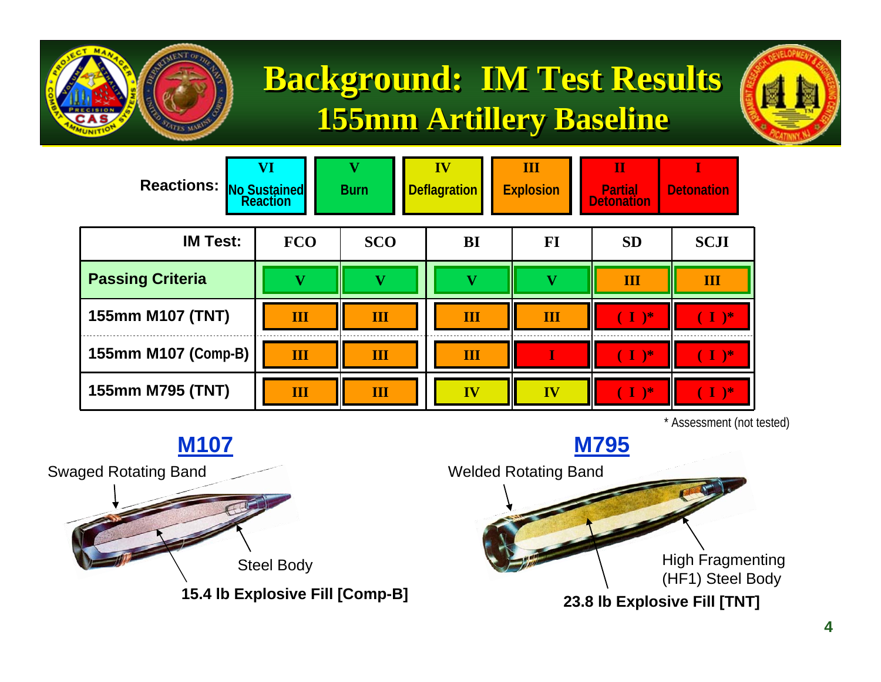# Background: IM Test Results
## 155mm Artillery Baseline

**Reactions:**

| VI | V | IV | III | II | I |
|---|---|---|---|---|---|
| No Sustained Reaction | Burn | Deflagration | Explosion | Partial Detonation | Detonation |

| IM Test: | FCO | SCO | BI | FI | SD | SCJI |
|---|---|---|---|---|---|---|
| **Passing Criteria** | V | V | V | V | III | III |
| **155mm M107 (TNT)** | III | III | III | III | ( I )* | ( I )* |
| **155mm M107 (Comp-B)** | III | III | III | I | ( I )* | ( I )* |
| **155mm M795 (TNT)** | III | III | IV | IV | ( I )* | ( I )* |

\* Assessment (not tested)

**M107**

Swaged Rotating Band

Steel Body

**15.4 lb Explosive Fill [Comp-B]**

**M795**

Welded Rotating Band

High Fragmenting (HF1) Steel Body

**23.8 lb Explosive Fill [TNT]**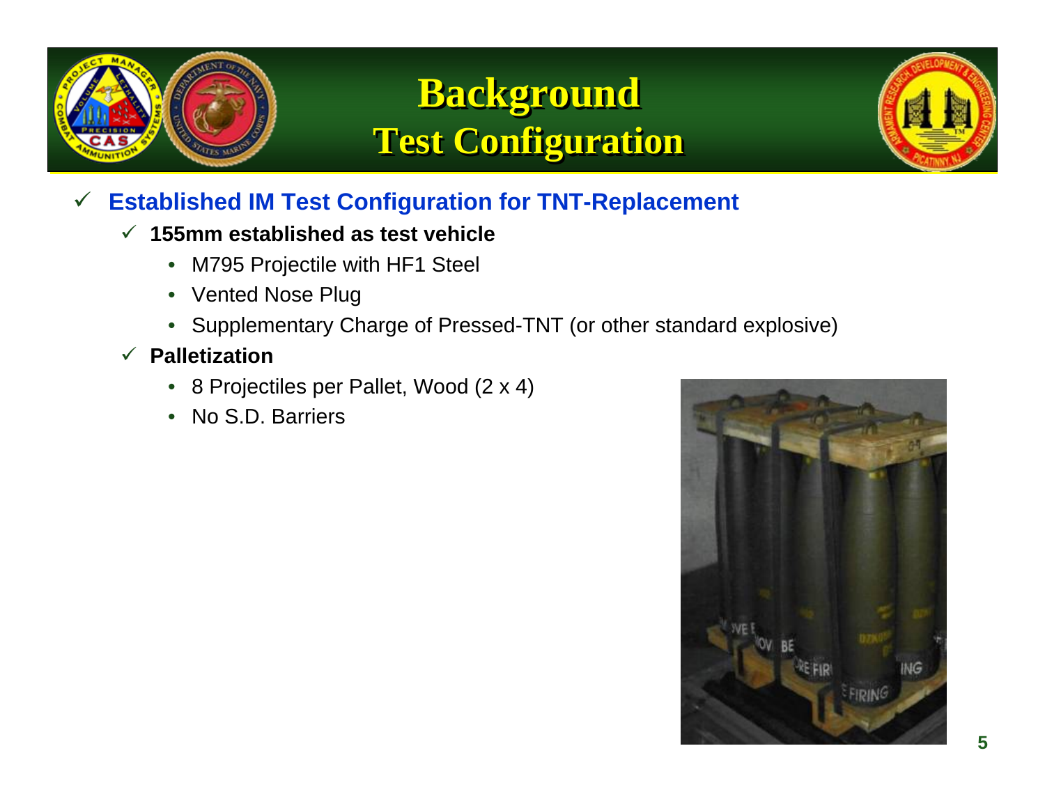# Background
## Test Configuration

- ✓ **Established IM Test Configuration for TNT-Replacement**
  - ✓ **155mm established as test vehicle**
    - M795 Projectile with HF1 Steel
    - Vented Nose Plug
    - Supplementary Charge of Pressed-TNT (or other standard explosive)
  - ✓ **Palletization**
    - 8 Projectiles per Pallet, Wood (2 x 4)
    - No S.D. Barriers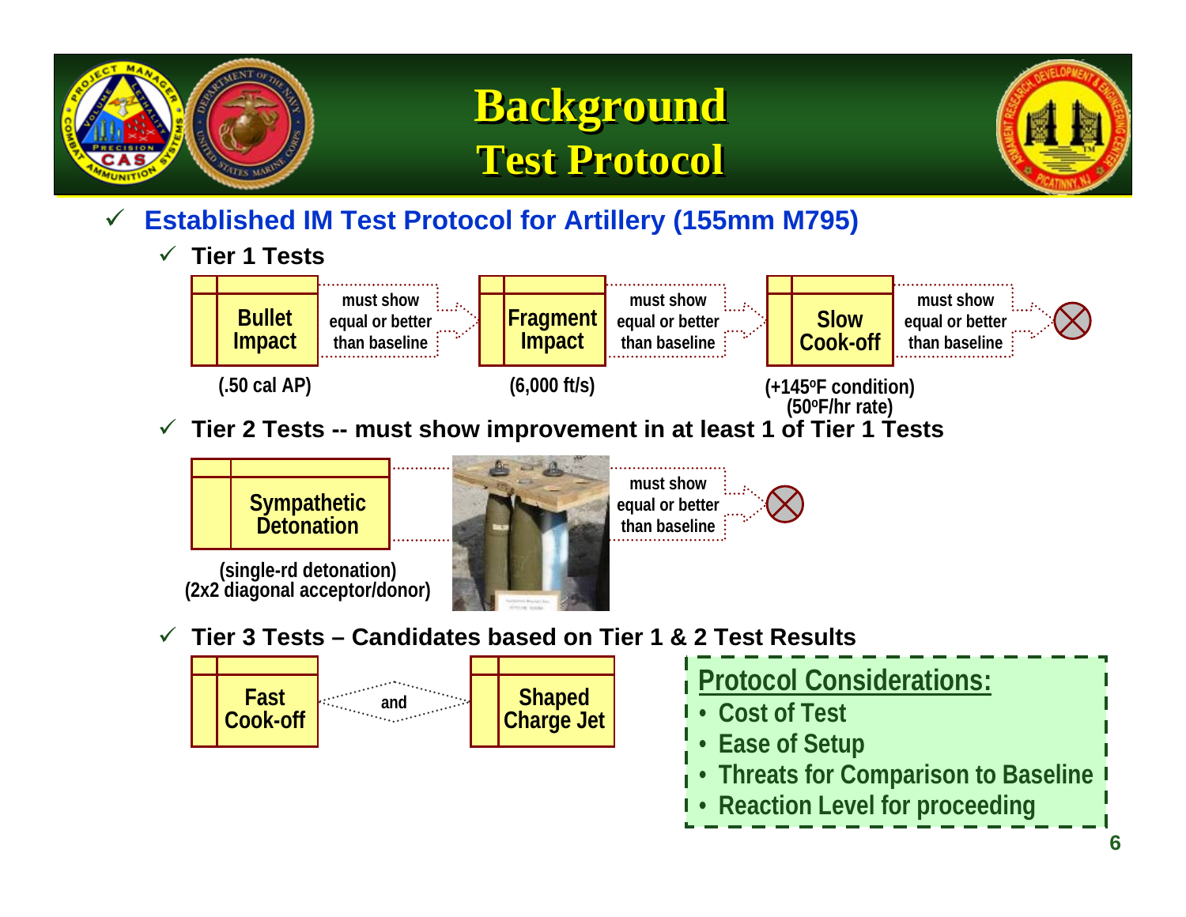# Background
# Test Protocol

- Established IM Test Protocol for Artillery (155mm M795)
  - Tier 1 Tests

Bullet Impact (.50 cal AP) → must show equal or better than baseline → Fragment Impact (6,000 ft/s) → must show equal or better than baseline → Slow Cook-off (+145°F condition) (50°F/hr rate) → must show equal or better than baseline

  - Tier 2 Tests -- must show improvement in at least 1 of Tier 1 Tests

Sympathetic Detonation (single-rd detonation) (2x2 diagonal acceptor/donor) → must show equal or better than baseline

  - Tier 3 Tests – Candidates based on Tier 1 & 2 Test Results

Fast Cook-off and Shaped Charge Jet

**Protocol Considerations:**
- Cost of Test
- Ease of Setup
- Threats for Comparison to Baseline
- Reaction Level for proceeding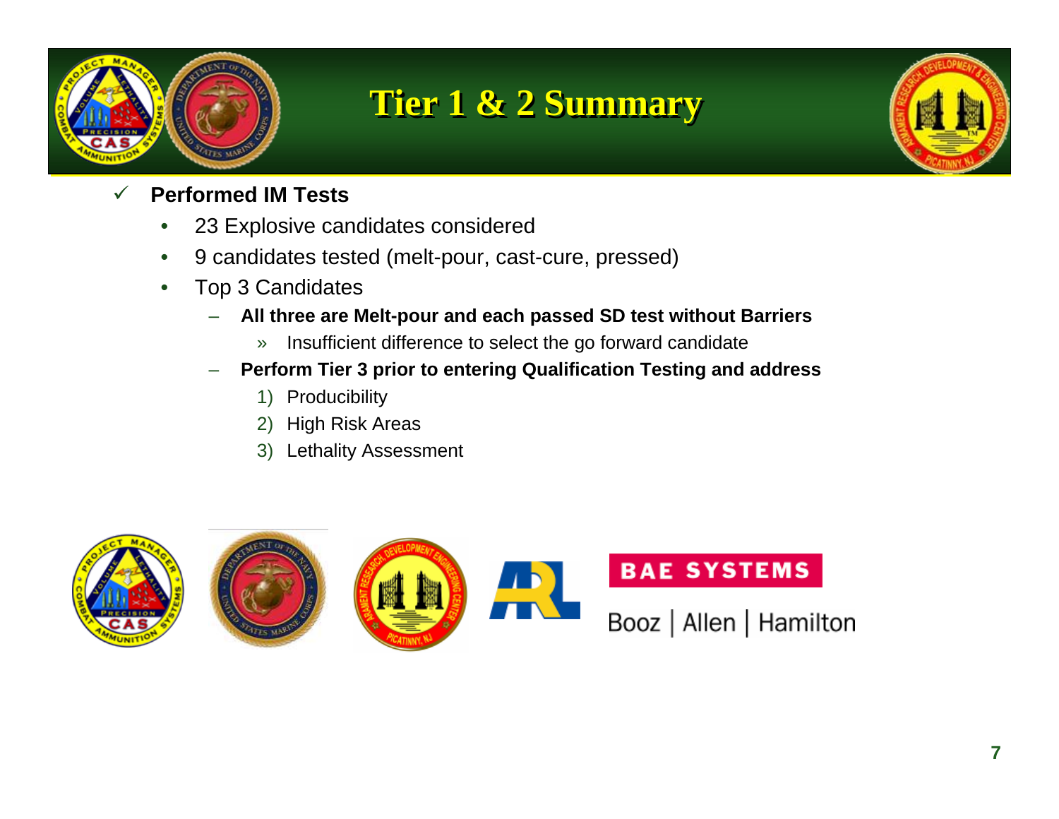# Tier 1 & 2 Summary

- **Performed IM Tests**
  - 23 Explosive candidates considered
  - 9 candidates tested (melt-pour, cast-cure, pressed)
  - Top 3 Candidates
    - **All three are Melt-pour and each passed SD test without Barriers**
      - Insufficient difference to select the go forward candidate
    - **Perform Tier 3 prior to entering Qualification Testing and address**
      1) Producibility
      2) High Risk Areas
      3) Lethality Assessment

BAE SYSTEMS

Booz | Allen | Hamilton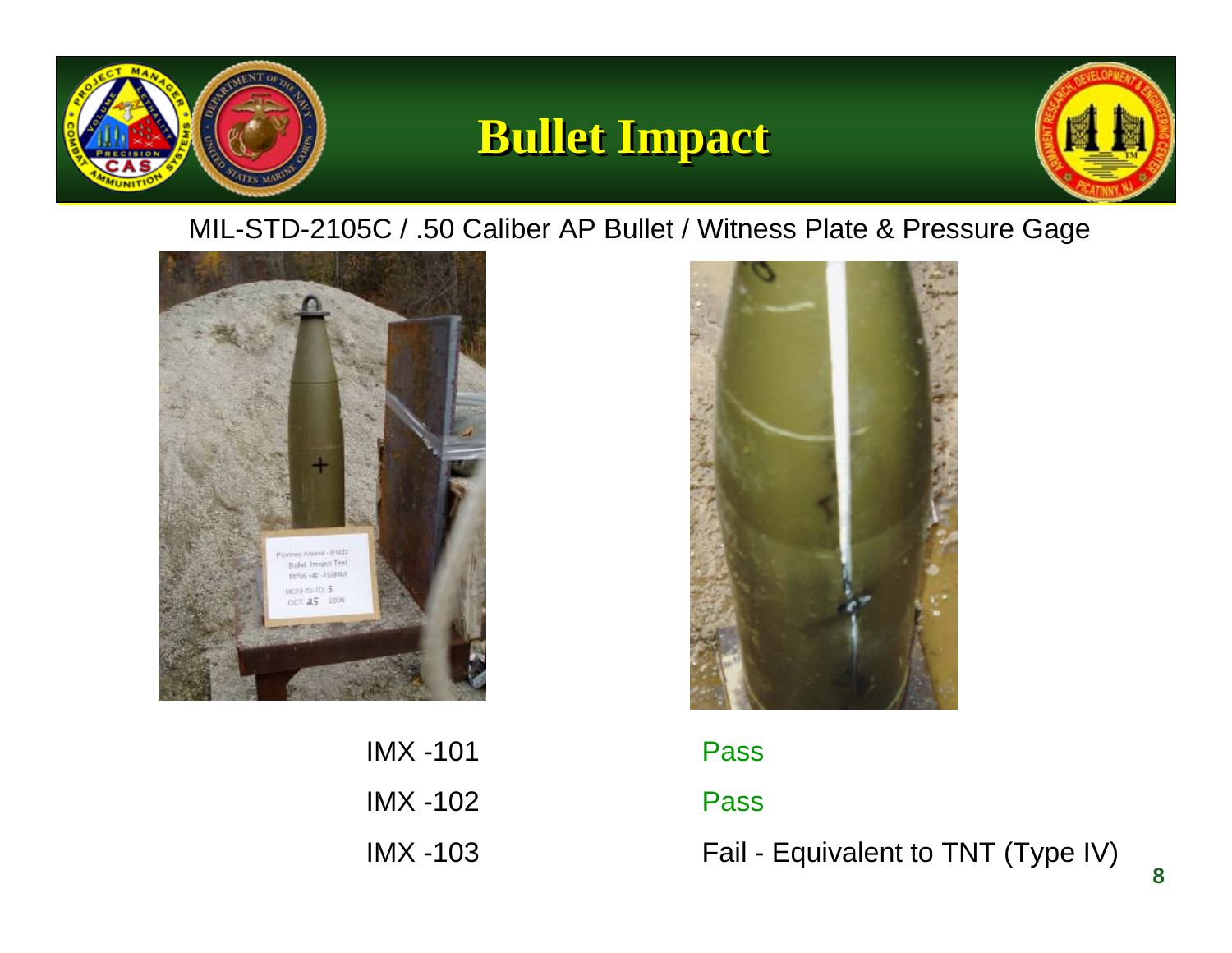# Bullet Impact

MIL-STD-2105C / .50 Caliber AP Bullet / Witness Plate & Pressure Gage

| | |
|---|---|
| IMX -101 | Pass |
| IMX -102 | Pass |
| IMX -103 | Fail - Equivalent to TNT (Type IV) |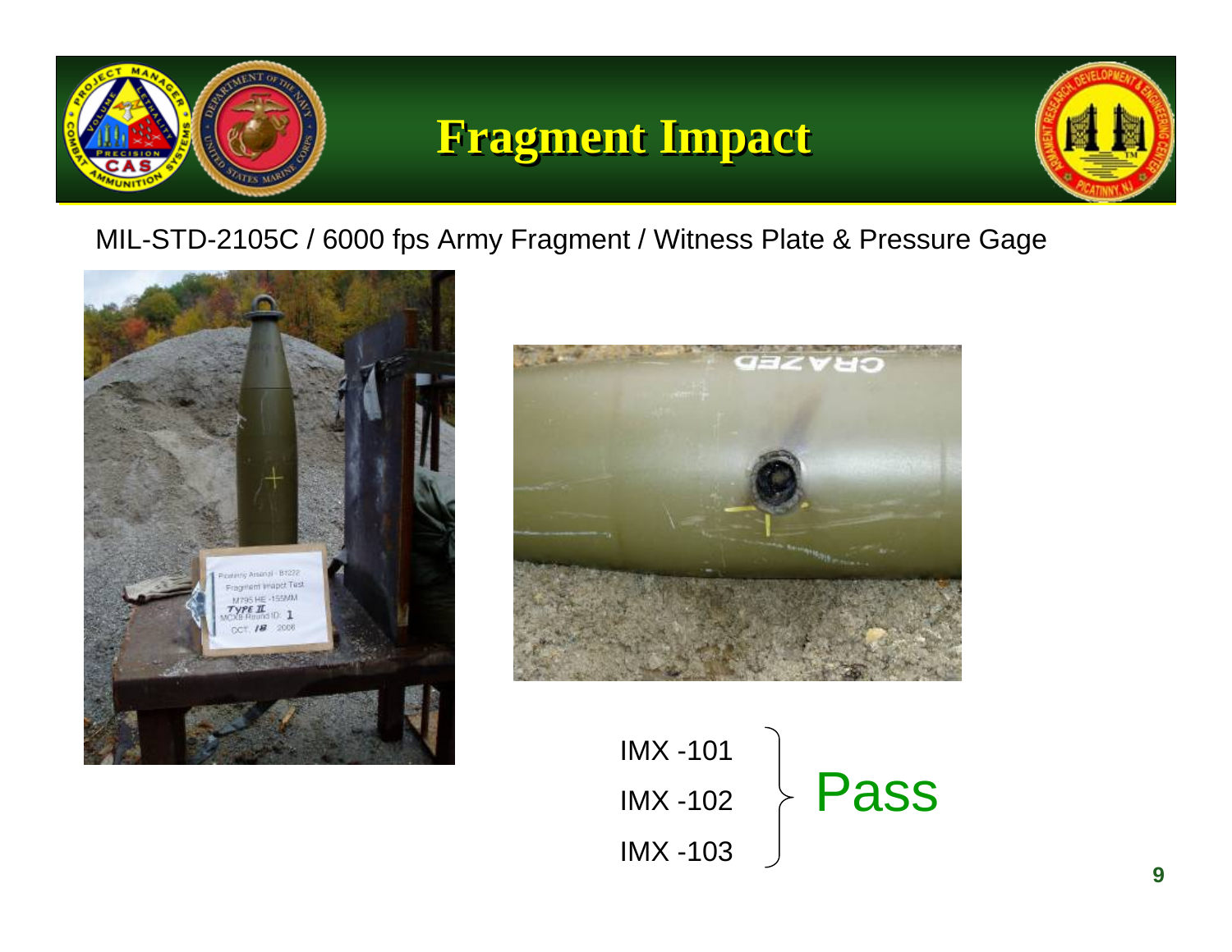# Fragment Impact

MIL-STD-2105C / 6000 fps Army Fragment / Witness Plate & Pressure Gage

IMX -101
IMX -102
IMX -103

Pass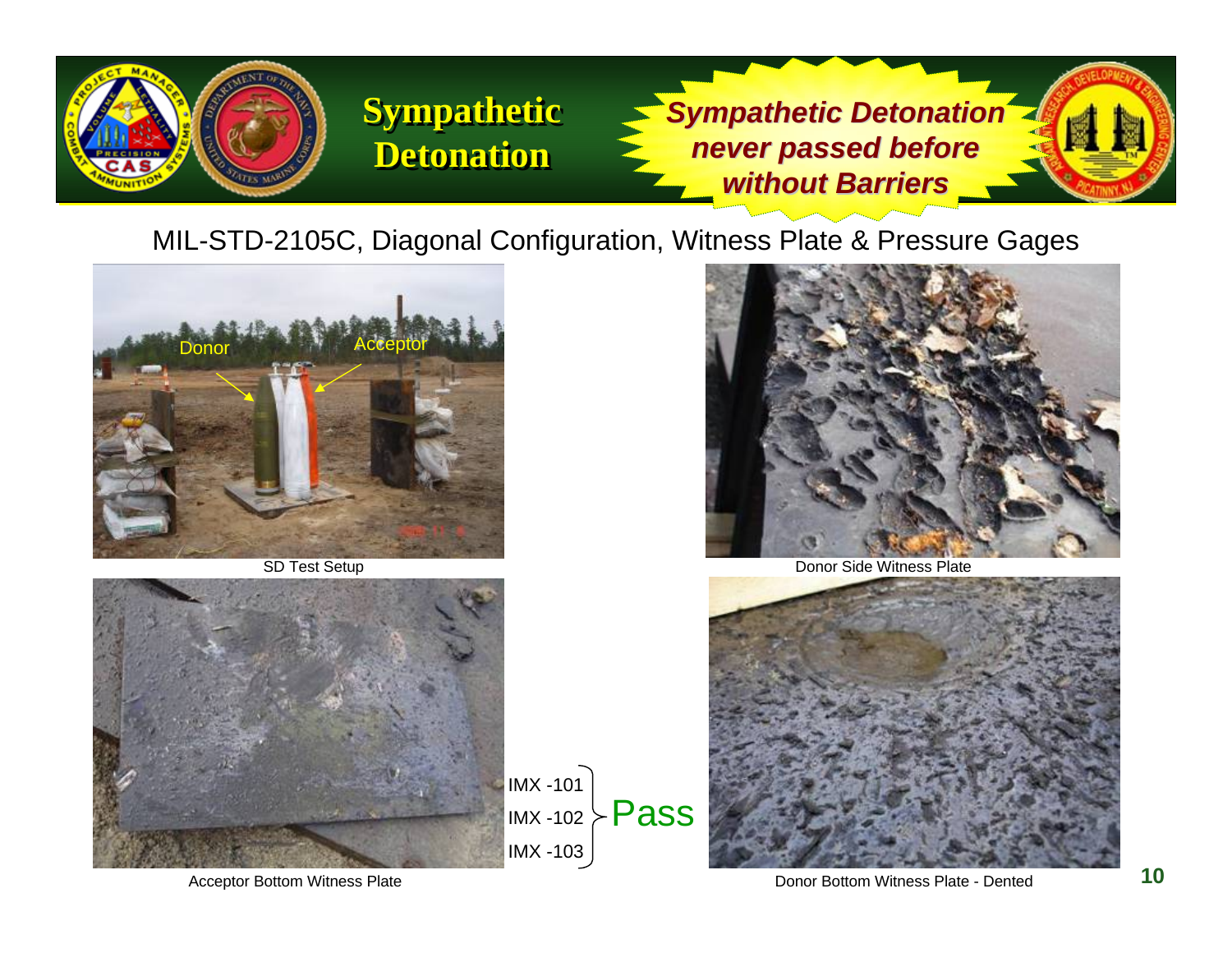# Sympathetic Detonation

***Sympathetic Detonation never passed before without Barriers***

MIL-STD-2105C, Diagonal Configuration, Witness Plate & Pressure Gages

Donor

Acceptor

SD Test Setup

Donor Side Witness Plate

Acceptor Bottom Witness Plate

IMX -101
IMX -102
IMX -103

Pass

Donor Bottom Witness Plate - Dented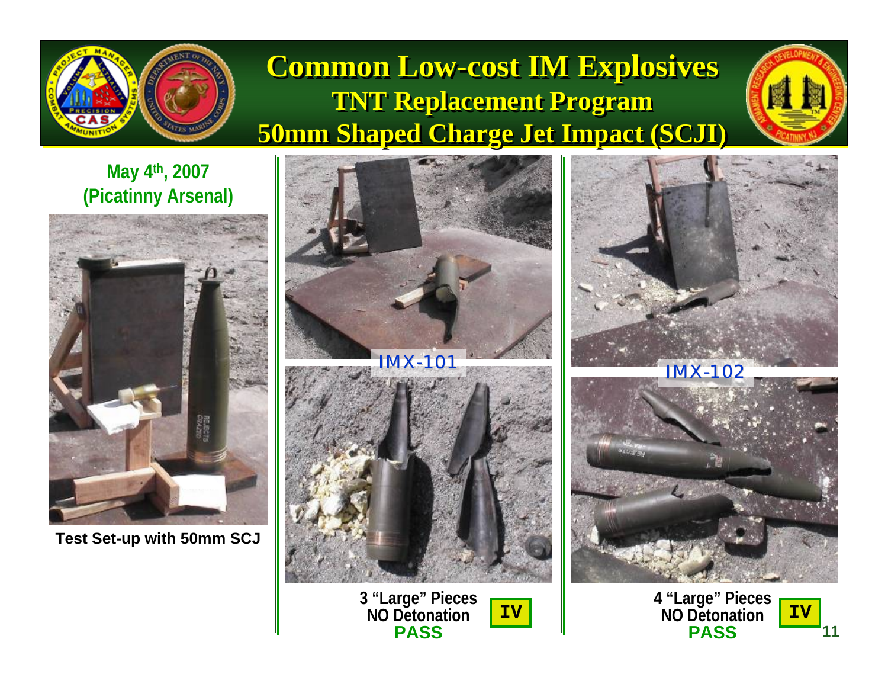# Common Low-cost IM Explosives

## TNT Replacement Program

## 50mm Shaped Charge Jet Impact (SCJI)

**May 4th, 2007**
**(Picatinny Arsenal)**

Test Set-up with 50mm SCJ

IMX-101

3 "Large" Pieces
NO Detonation
**PASS**

IV

IMX-102

4 "Large" Pieces
NO Detonation
**PASS**

IV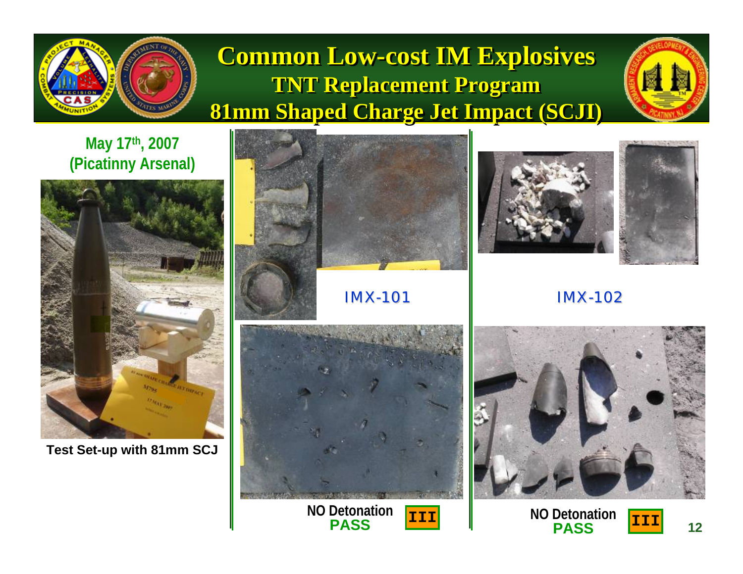# Common Low-cost IM Explosives

## TNT Replacement Program

## 81mm Shaped Charge Jet Impact (SCJI)

**May 17th, 2007 (Picatinny Arsenal)**

**Test Set-up with 81mm SCJ**

IMX-101

**NO Detonation**
**PASS**

III

IMX-102

**NO Detonation**
**PASS**

III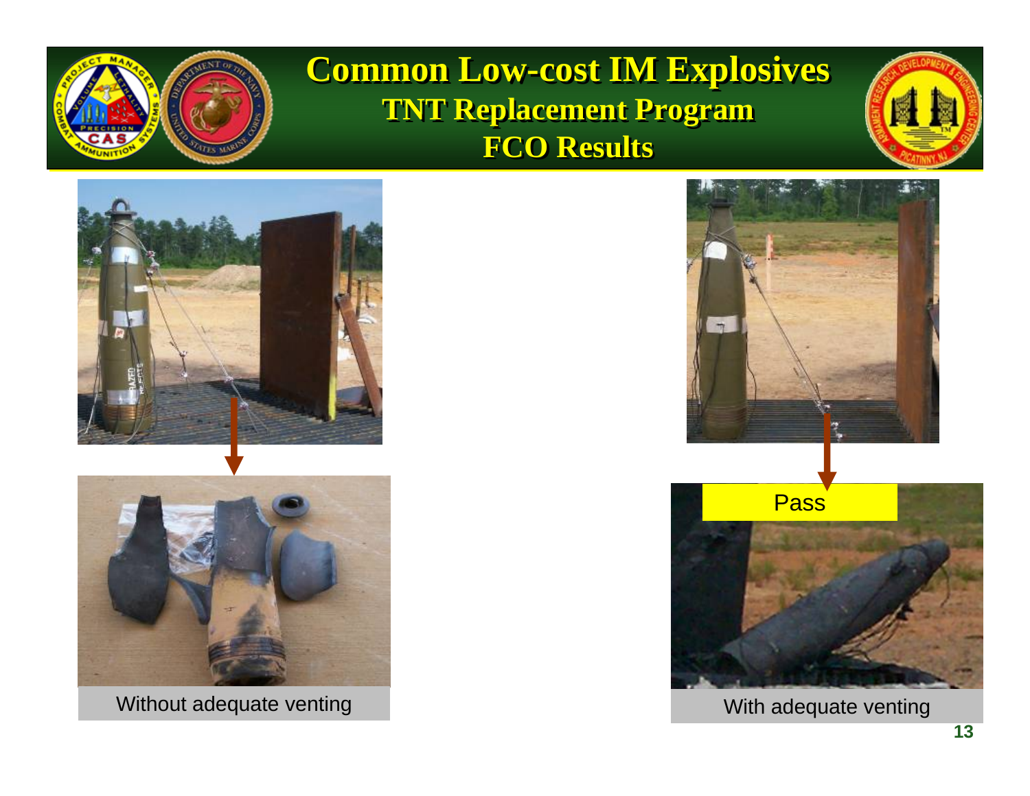# Common Low-cost IM Explosives
## TNT Replacement Program
## FCO Results

Pass

Without adequate venting

With adequate venting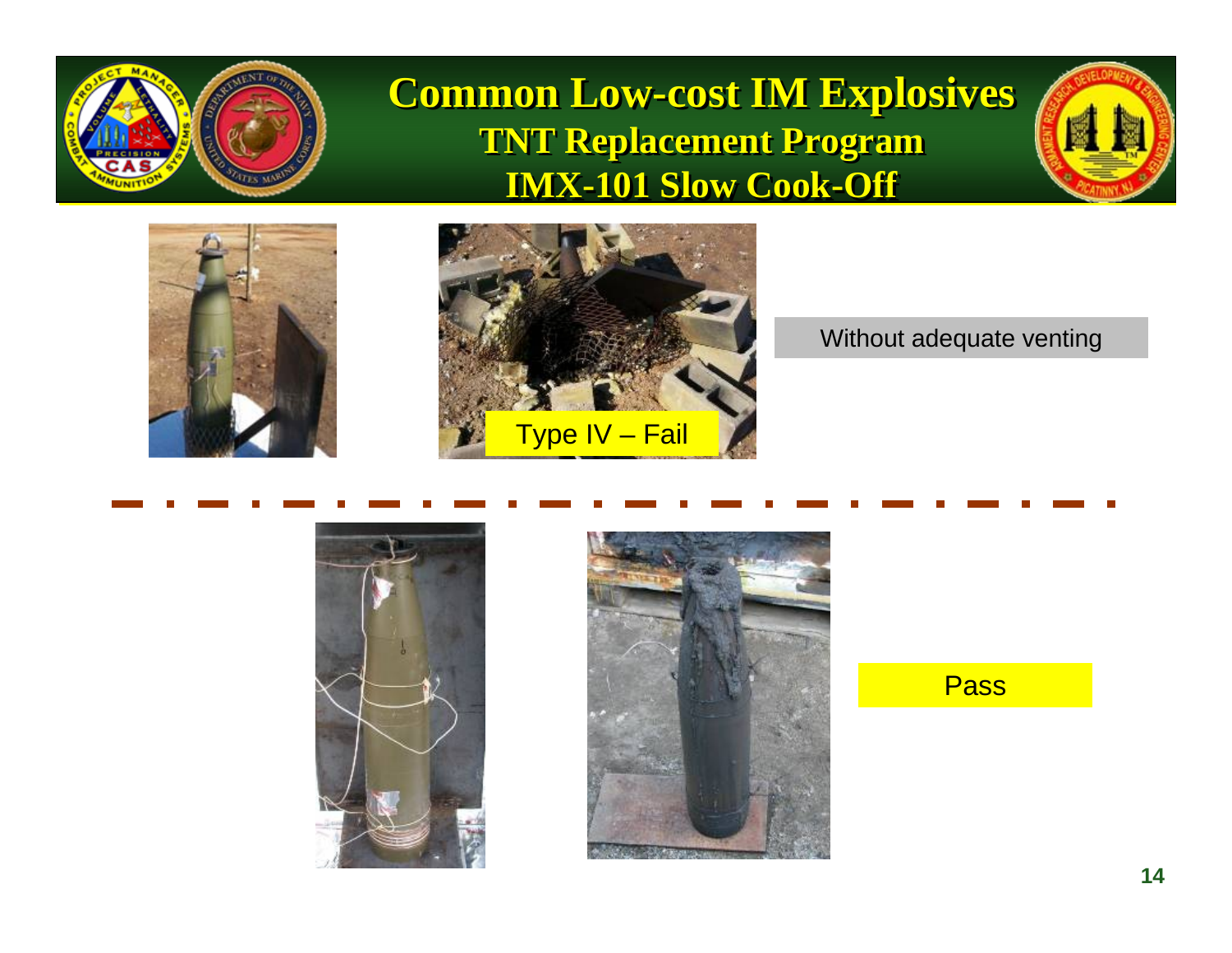# Common Low-cost IM Explosives

## TNT Replacement Program

## IMX-101 Slow Cook-Off

Type IV – Fail

Without adequate venting

Pass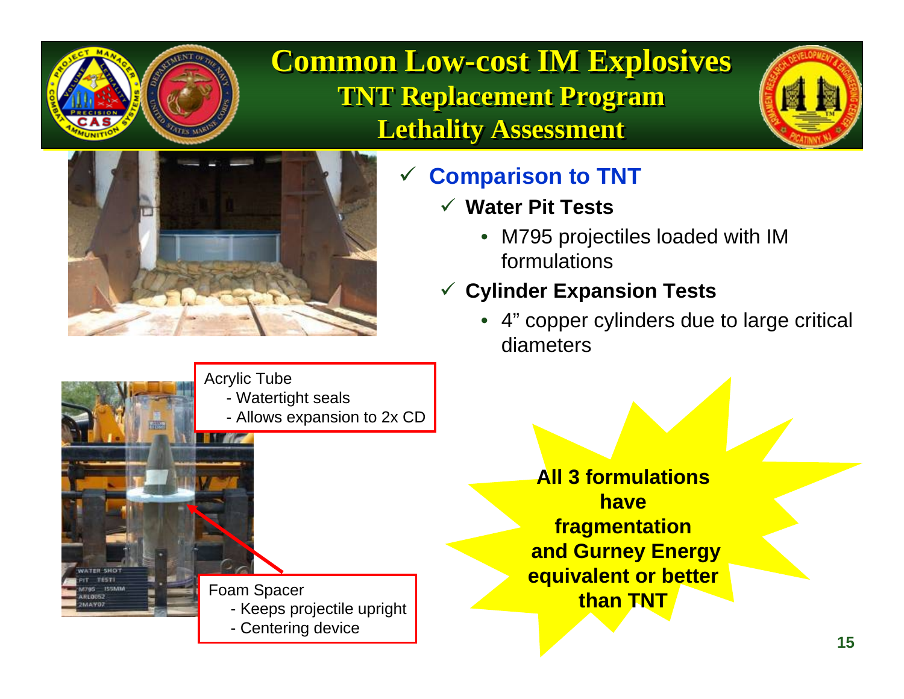# Common Low-cost IM Explosives

## TNT Replacement Program

## Lethality Assessment

- ✓ **Comparison to TNT**
  - ✓ **Water Pit Tests**
    - M795 projectiles loaded with IM formulations
  - ✓ **Cylinder Expansion Tests**
    - 4" copper cylinders due to large critical diameters

Acrylic Tube
- Watertight seals
- Allows expansion to 2x CD

Foam Spacer
- Keeps projectile upright
- Centering device

**All 3 formulations have fragmentation and Gurney Energy equivalent or better than TNT**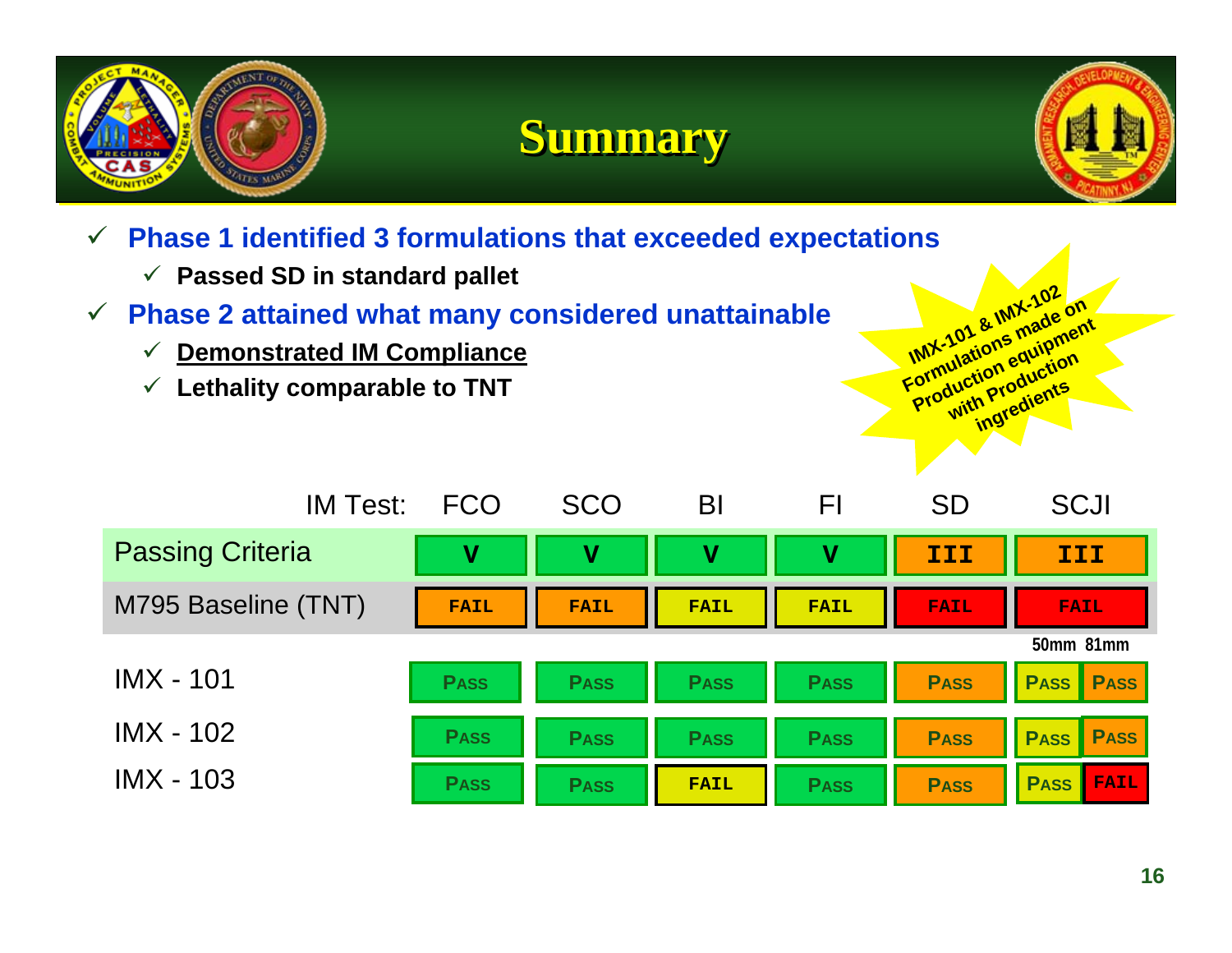# Summary

- Phase 1 identified 3 formulations that exceeded expectations
  - Passed SD in standard pallet
- Phase 2 attained what many considered unattainable
  - <u>Demonstrated IM Compliance</u>
  - Lethality comparable to TNT

IMX-101 & IMX-102 Formulations made on Production equipment with Production ingredients

| IM Test: | FCO | SCO | BI | FI | SD | SCJI | |
|---|---|---|---|---|---|---|---|
| Passing Criteria | V | V | V | V | III | III | |
| M795 Baseline (TNT) | FAIL | FAIL | FAIL | FAIL | FAIL | FAIL | |
| | | | | | | 50mm | 81mm |
| IMX - 101 | PASS | PASS | PASS | PASS | PASS | PASS | PASS |
| IMX - 102 | PASS | PASS | PASS | PASS | PASS | PASS | PASS |
| IMX - 103 | PASS | PASS | FAIL | PASS | PASS | PASS | FAIL |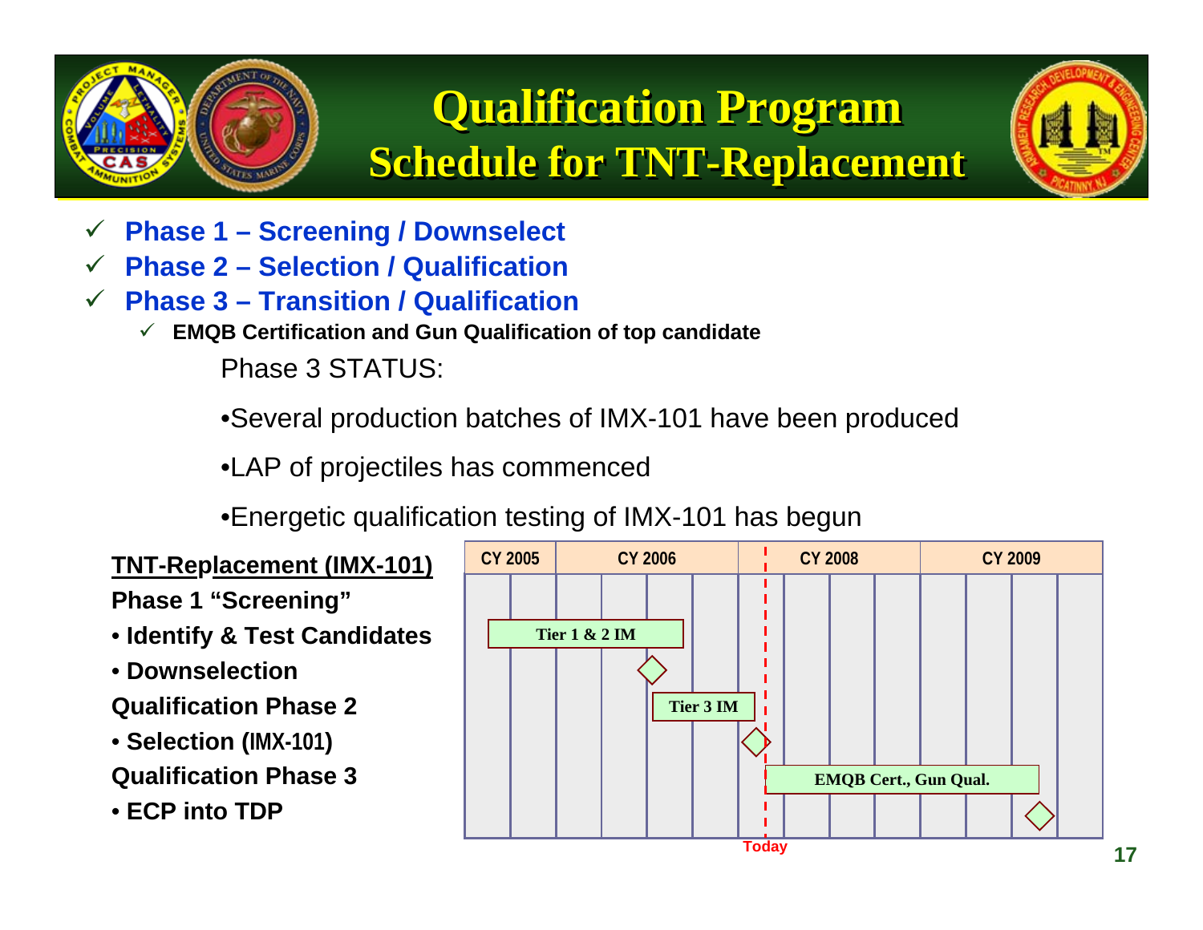# Qualification Program Schedule for TNT-Replacement

- ✓ **Phase 1 – Screening / Downselect**
- ✓ **Phase 2 – Selection / Qualification**
- ✓ **Phase 3 – Transition / Qualification**
  - ✓ **EMQB Certification and Gun Qualification of top candidate**

Phase 3 STATUS:

•Several production batches of IMX-101 have been produced

•LAP of projectiles has commenced

•Energetic qualification testing of IMX-101 has begun

**TNT-Replacement (IMX-101)**

**Phase 1 "Screening"**

- **Identify & Test Candidates**
- **Downselection**

**Qualification Phase 2**

- **Selection (IMX-101)**

**Qualification Phase 3**

- **ECP into TDP**

CY 2005
CY 2006
CY 2008
CY 2009
Tier 1 & 2 IM
Tier 3 IM
EMQB Cert., Gun Qual.
Today